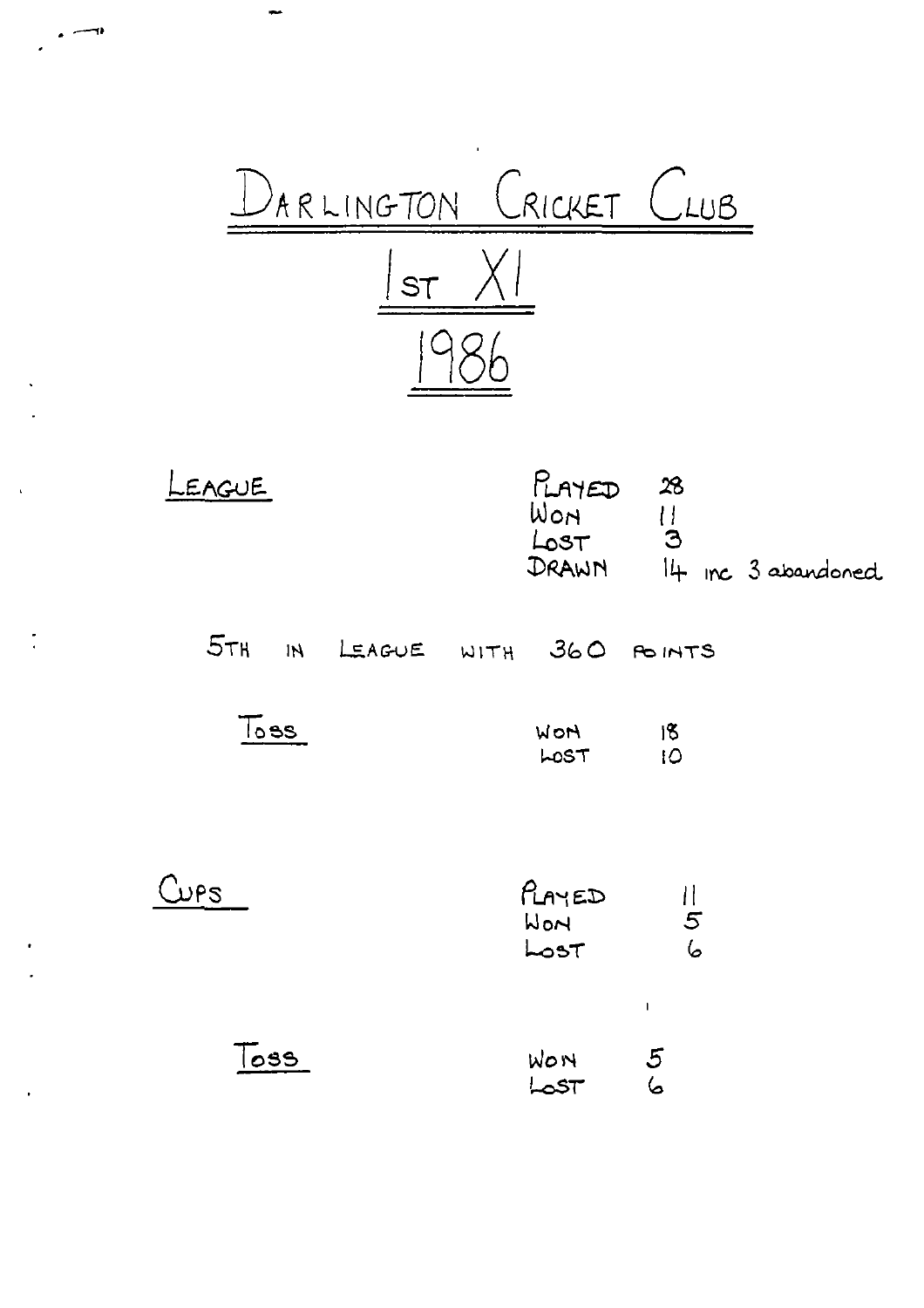# DARLINGTON CRICKET CLUB

## 1ST XI

## 1986

### LEAGUE

| | |
|---|---|
| PLAYED | 28 |
| WON | 11 |
| LOST | 3 |
| DRAWN | 14 inc 3 abandoned |

5TH IN LEAGUE WITH 360 POINTS

#### TOSS

| | |
|---|---|
| WON | 18 |
| LOST | 10 |

### CUPS

| | |
|---|---|
| PLAYED | 11 |
| WON | 5 |
| LOST | 6 |

#### TOSS

| | |
|---|---|
| WON | 5 |
| LOST | 6 |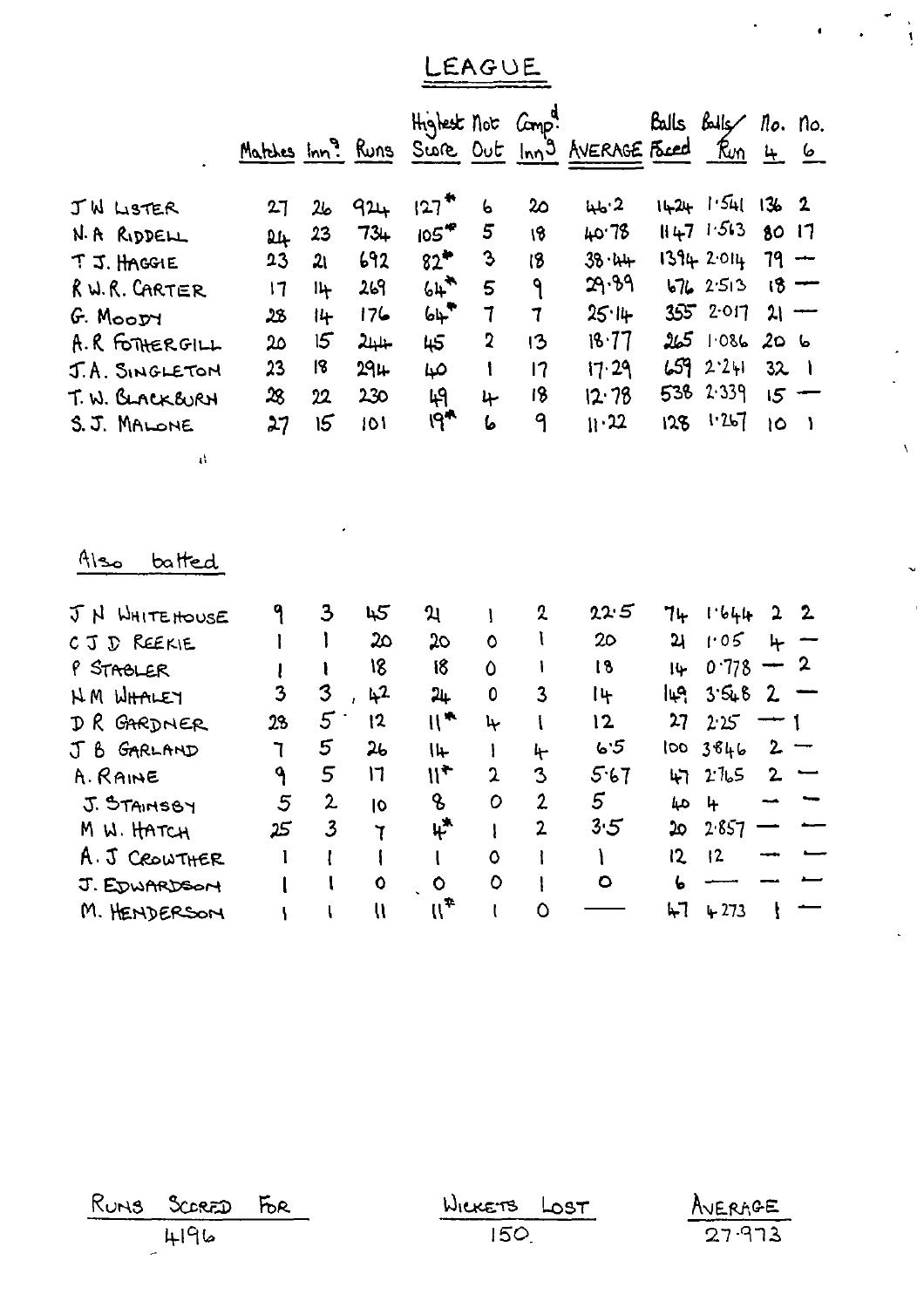# LEAGUE

| | Matches | Inn.s | Runs | Highest Score | Not Out | Comp.d Inn.s | AVERAGE | Balls Faced | Balls/Run | No. 4 | No. 6 |
|---|---|---|---|---|---|---|---|---|---|---|---|
| J W LISTER | 27 | 26 | 924 | 127* | 6 | 20 | 46·2 | 1424 | 1·541 | 136 | 2 |
| N. A RIDDELL | 24 | 23 | 734 | 105* | 5 | 18 | 40·78 | 1147 | 1·563 | 80 | 17 |
| T J. HAGGIE | 23 | 21 | 692 | 82* | 3 | 18 | 38·44 | 1394 | 2·014 | 79 | — |
| R W.R. CARTER | 17 | 14 | 269 | 64* | 5 | 9 | 29·89 | 676 | 2·513 | 18 | — |
| G. MOODY | 28 | 14 | 176 | 64* | 7 | 7 | 25·14 | 355 | 2·017 | 21 | — |
| A.R FOTHERGILL | 20 | 15 | 244 | 45 | 2 | 13 | 18·77 | 265 | 1·086 | 20 | 6 |
| J.A. SINGLETON | 23 | 18 | 294 | 40 | 1 | 17 | 17·29 | 659 | 2·241 | 32 | 1 |
| T. W. BLACKBURN | 28 | 22 | 230 | 49 | 4 | 18 | 12·78 | 538 | 2·339 | 15 | — |
| S. J. MALONE | 27 | 15 | 101 | 19* | 6 | 9 | 11·22 | 128 | 1·267 | 10 | 1 |

## Also batted

| | Matches | Inn.s | Runs | Highest Score | Not Out | Comp.d Inn.s | AVERAGE | Balls Faced | Balls/Run | No. 4 | No. 6 |
|---|---|---|---|---|---|---|---|---|---|---|---|
| J N WHITEHOUSE | 9 | 3 | 45 | 21 | 1 | 2 | 22·5 | 74 | 1·644 | 2 | 2 |
| C J D REEKIE | 1 | 1 | 20 | 20 | 0 | 1 | 20 | 21 | 1·05 | 4 | — |
| P STABLER | 1 | 1 | 18 | 18 | 0 | 1 | 18 | 14 | 0·778 | — | 2 |
| N M WHALEY | 3 | 3 | 42 | 24 | 0 | 3 | 14 | 149 | 3·548 | 2 | — |
| D R GARDNER | 28 | 5 | 12 | 11* | 4 | 1 | 12 | 27 | 2·25 | — | 1 |
| J B GARLAND | 7 | 5 | 26 | 14 | 1 | 4 | 6·5 | 100 | 3·846 | 2 | — |
| A. RAINE | 9 | 5 | 17 | 11* | 2 | 3 | 5·67 | 47 | 2·765 | 2 | — |
| J. STAINSBY | 5 | 2 | 10 | 8 | 0 | 2 | 5 | 40 | 4 | — | — |
| M W. HATCH | 25 | 3 | 7 | 4* | 1 | 2 | 3·5 | 20 | 2·857 | — | — |
| A. J CROWTHER | 1 | 1 | 1 | 1 | 0 | 1 | 1 | 12 | 12 | — | — |
| J. EDWARDSON | 1 | 1 | 0 | 0 | 0 | 1 | 0 | 6 | — | — | — |
| M. HENDERSON | 1 | 1 | 11 | 11* | 1 | 0 | — | 47 | 4·273 | 1 | — |

| RUNS SCORED FOR | WICKETS LOST | AVERAGE |
|---|---|---|
| 4196 | 150 | 27·973 |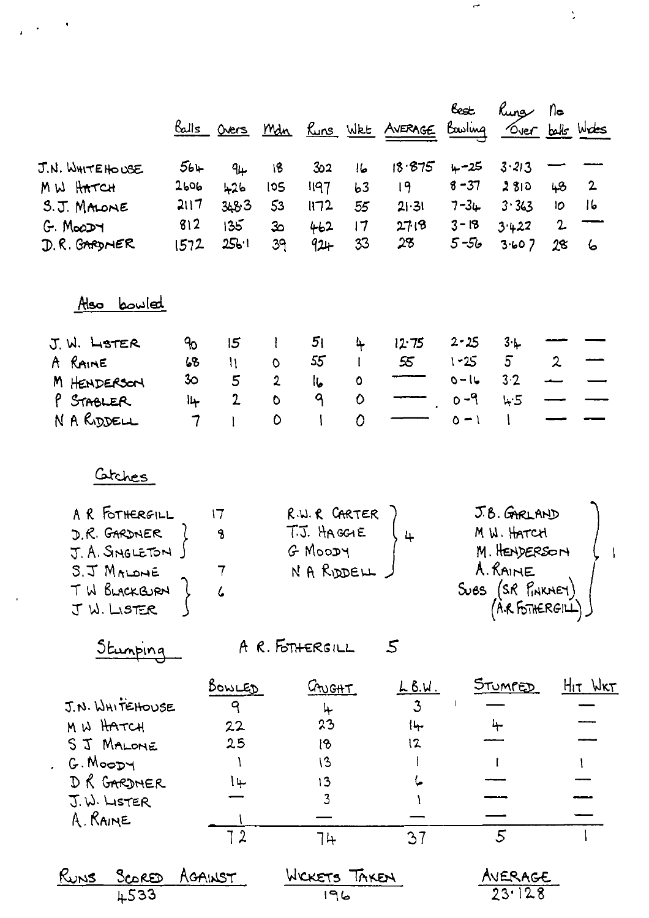| | Balls | Overs | Mdn | Runs | Wkt | AVERAGE | Best Bowling | Runs/Over | No balls | Wides |
|---|---|---|---|---|---|---|---|---|---|---|
| J.N. WHITEHOUSE | 564 | 94 | 18 | 302 | 16 | 18·875 | 4-25 | 3·213 | — | — |
| M W HATCH | 2606 | 426 | 105 | 1197 | 63 | 19 | 8-37 | 2 810 | 48 | 2 |
| S.J. MALONE | 2117 | 348·3 | 53 | 1172 | 55 | 21·31 | 7-34 | 3·363 | 10 | 16 |
| G. MOODY | 812 | 135 | 30 | 462 | 17 | 27·18 | 3-18 | 3·422 | 2 | — |
| D.R. GARDNER | 1572 | 256·1 | 39 | 924 | 33 | 28 | 5-56 | 3·607 | 28 | 6 |

## Also bowled

| | | | | | | | | | | |
|---|---|---|---|---|---|---|---|---|---|---|
| J.W. LISTER | 90 | 15 | 1 | 51 | 4 | 12·75 | 2-25 | 3·4 | — | — |
| A RAINE | 68 | 11 | 0 | 55 | 1 | 55 | 1-25 | 5 | 2 | — |
| M HENDERSON | 30 | 5 | 2 | 16 | 0 | — | 0-16 | 3·2 | — | — |
| P STABLER | 14 | 2 | 0 | 9 | 0 | — | 0-9 | 4·5 | — | — |
| N A RIDDELL | 7 | 1 | 0 | 1 | 0 | — | 0-1 | 1 | — | — |

## Catches

A R FOTHERGILL 17

D.R. GARDNER, J.A. SINGLETON 8

S.J MALONE 7

T W BLACKBURN, J W. LISTER 6

R.W.R CARTER, T.J. HAGGIE, G MOODY, N A RIDDELL 4

J.B. GARLAND, M W. HATCH, M. HENDERSON, A. RAINE, SUBS (SR PINKNEY) (A.R FOTHERGILL) 1

## Stumping

A R. FOTHERGILL 5

| | BOWLED | CAUGHT | L.B.W. | STUMPED | HIT WKT |
|---|---|---|---|---|---|
| J.N. WHITEHOUSE | 9 | 4 | 3 | — | — |
| M W HATCH | 22 | 23 | 14 | 4 | — |
| S J MALONE | 25 | 18 | 12 | — | — |
| G. MOODY | 1 | 13 | 1 | 1 | 1 |
| D R GARDNER | 14 | 13 | 6 | — | — |
| J.W. LISTER | — | 3 | 1 | — | — |
| A. RAINE | 1 | — | — | — | — |
| | 72 | 74 | 37 | 5 | 1 |

| RUNS SCORED AGAINST | WICKETS TAKEN | AVERAGE |
|---|---|---|
| 4533 | 196 | 23·128 |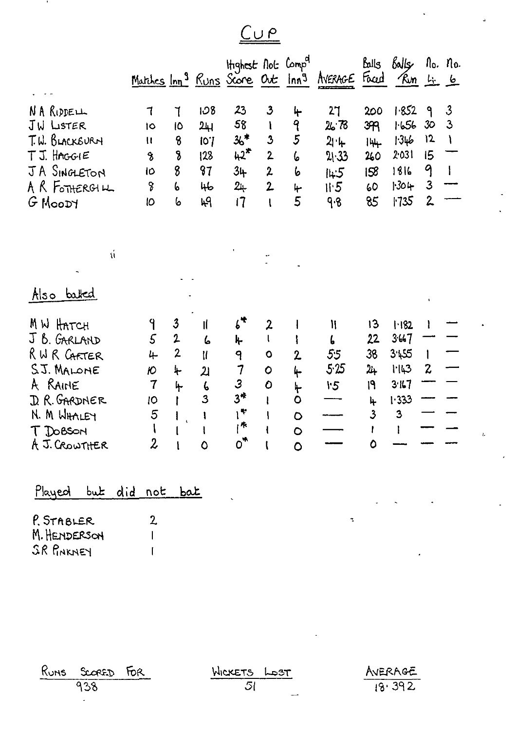# Cup

| | Matches | Inn^s | Runs | Highest Score | Not Out | Comp^d Inn^s | AVERAGE | Balls Faced | Balls/Run | No. 4 | No. 6 |
|---|---|---|---|---|---|---|---|---|---|---|---|
| N A RIDDELL | 7 | 7 | 108 | 23 | 3 | 4 | 27 | 200 | 1·852 | 9 | 3 |
| J W LISTER | 10 | 10 | 241 | 58 | 1 | 9 | 26·78 | 399 | 1·656 | 30 | 3 |
| T.W. BLACKBURN | 11 | 8 | 107 | 36* | 3 | 5 | 21·4 | 144 | 1·346 | 12 | 1 |
| T J. HAGGIE | 8 | 8 | 128 | 42* | 2 | 6 | 21·33 | 260 | 2·031 | 15 | — |
| J A SINGLETON | 10 | 8 | 87 | 34 | 2 | 6 | 14·5 | 158 | 1816 | 9 | 1 |
| A R FOTHERGILL | 8 | 6 | 46 | 24 | 2 | 4 | 11·5 | 60 | 1·304 | 3 | — |
| G MOODY | 10 | 6 | 49 | 17 | 1 | 5 | 9·8 | 85 | 1·735 | 2 | — |

## Also batted

| | Matches | Inn^s | Runs | Highest Score | Not Out | Comp^d Inn^s | AVERAGE | Balls Faced | Balls/Run | No. 4 | No. 6 |
|---|---|---|---|---|---|---|---|---|---|---|---|
| M W HATCH | 9 | 3 | 11 | 6* | 2 | 1 | 11 | 13 | 1·182 | 1 | — |
| J B. GARLAND | 5 | 2 | 6 | 4 | 1 | 1 | 6 | 22 | 3·667 | — | — |
| R W R CARTER | 4 | 2 | 11 | 9 | 0 | 2 | 5·5 | 38 | 3·455 | 1 | — |
| S.J. MALONE | 10 | 4 | 21 | 7 | 0 | 4 | 5·25 | 24 | 1·143 | 2 | — |
| A RAINE | 7 | 4 | 6 | 3 | 0 | 4 | 1·5 | 19 | 3·167 | — | — |
| D R. GARDNER | 10 | 1 | 3 | 3* | 1 | 0 | — | 4 | 1·333 | — | — |
| N. M WHALEY | 5 | 1 | 1 | 1* | 1 | 0 | — | 3 | 3 | — | — |
| T DOBSON | 1 | 1 | 1 | 1* | 1 | 0 | — | 1 | 1 | — | — |
| A J. CROWTHER | 2 | 1 | 0 | 0* | 1 | 0 | — | 0 | — | — | — |

## Played but did not bat

| | |
|---|---|
| P. STABLER | 2 |
| M. HENDERSON | 1 |
| S.R PINKNEY | 1 |

| RUNS SCORED FOR | WICKETS LOST | AVERAGE |
|---|---|---|
| 938 | 51 | 18·392 |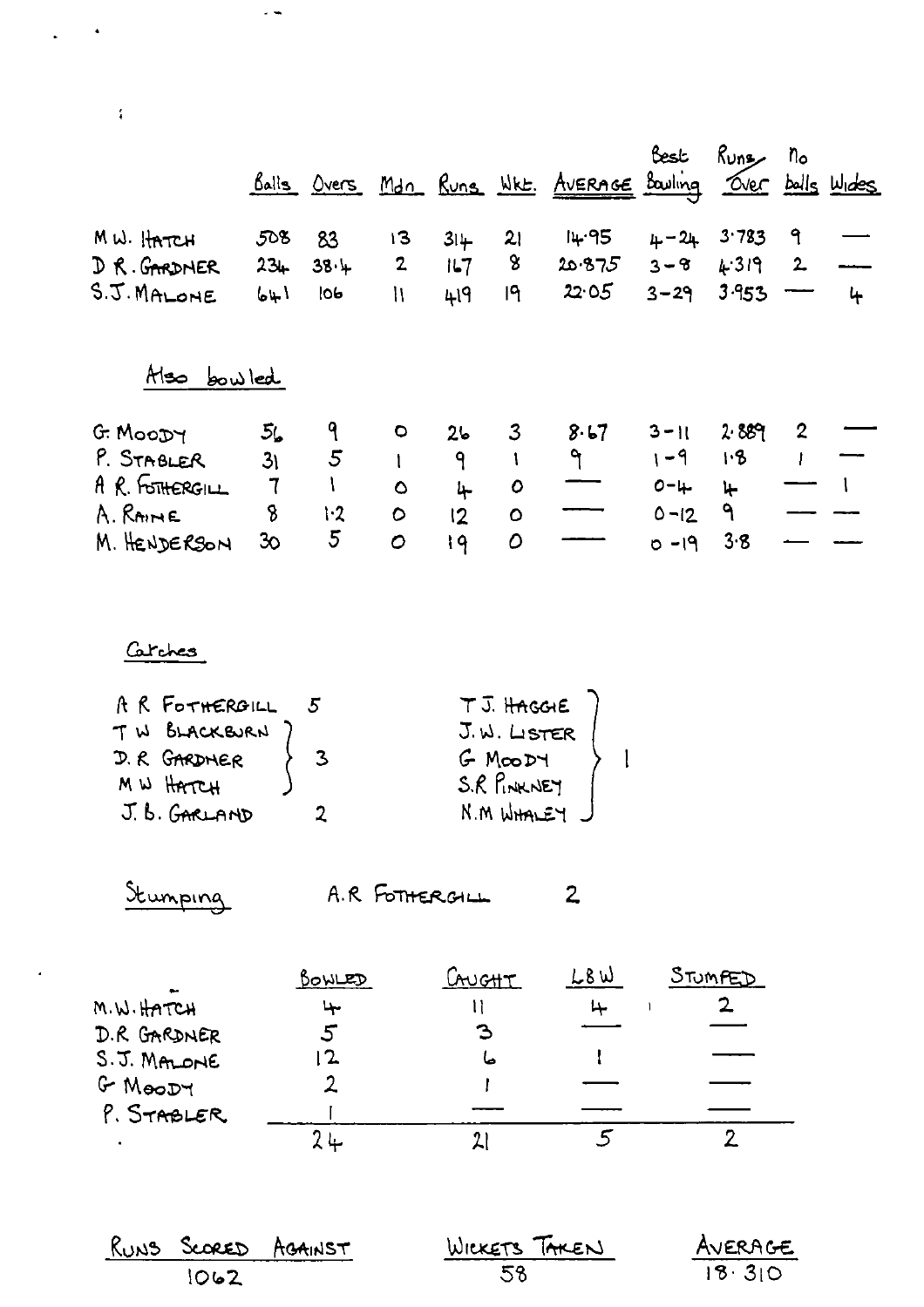| | Balls | Overs | Mdn | Runs | Wkt. | AVERAGE | Best Bowling | Runs/Over | No balls | Wides |
|---|---|---|---|---|---|---|---|---|---|---|
| M W. HATCH | 508 | 83 | 13 | 314 | 21 | 14·95 | 4-24 | 3·783 | 9 | — |
| D R. GARDNER | 234 | 38·4 | 2 | 167 | 8 | 20·875 | 3-8 | 4·319 | 2 | — |
| S.J. MALONE | 641 | 106 | 11 | 419 | 19 | 22·05 | 3-29 | 3·953 | — | 4 |

## Also bowled

| | Balls | Overs | Mdn | Runs | Wkt. | AVERAGE | Best Bowling | Runs/Over | No balls | Wides |
|---|---|---|---|---|---|---|---|---|---|---|
| G. MOODY | 56 | 9 | 0 | 26 | 3 | 8·67 | 3-11 | 2·889 | 2 | — |
| P. STABLER | 31 | 5 | 1 | 9 | 1 | 9 | 1-9 | 1·8 | 1 | — |
| A R. FOTHERGILL | 7 | 1 | 0 | 4 | 0 | — | 0-4 | 4 | — | 1 |
| A. RAINE | 8 | 1·2 | 0 | 12 | 0 | — | 0-12 | 9 | — | — |
| M. HENDERSON | 30 | 5 | 0 | 19 | 0 | — | 0-19 | 3·8 | — | — |

## Catches

| | |
|---|---|
| A R FOTHERGILL | 5 |
| T W BLACKBURN, D. R GARDNER, M W HATCH | 3 |
| J. B. GARLAND | 2 |
| T J. HAGGIE, J. W. LISTER, G MOODY, S.R PINKNEY, N.M WHALEY | 1 |

## Stumping

A.R FOTHERGILL 2

| | BOWLED | CAUGHT | LBW | STUMPED |
|---|---|---|---|---|
| M.W. HATCH | 4 | 11 | 4 | 2 |
| D.R GARDNER | 5 | 3 | — | — |
| S.J. MALONE | 12 | 6 | 1 | — |
| G MOODY | 2 | 1 | — | — |
| P. STABLER | 1 | — | — | — |
| | 24 | 21 | 5 | 2 |

| RUNS SCORED AGAINST | WICKETS TAKEN | AVERAGE |
|---|---|---|
| 1062 | 58 | 18·310 |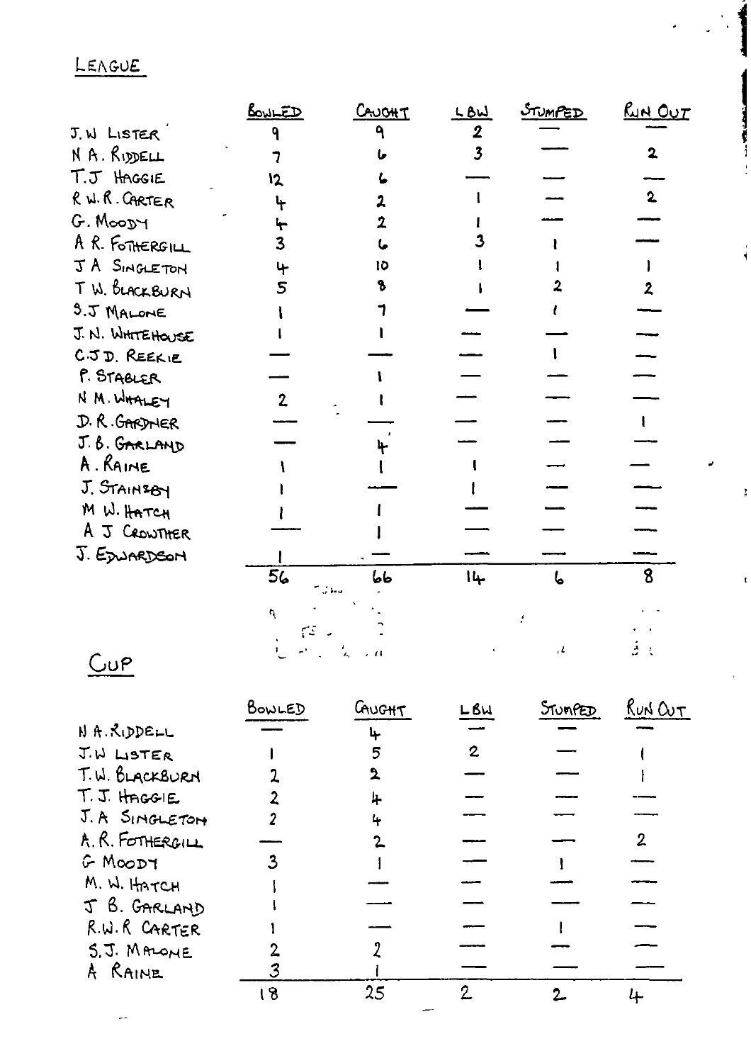## LEAGUE

| | BOWLED | CAUGHT | LBW | STUMPED | RUN OUT |
|---|---|---|---|---|---|
| J.W LISTER | 9 | 9 | 2 | — | — |
| N A. RIDDELL | 7 | 6 | 3 | — | 2 |
| T.J HAGGIE | 12 | 6 | — | — | — |
| R W. R. CARTER | 4 | 2 | 1 | — | 2 |
| G. MOODY | 4 | 2 | 1 | — | — |
| A R. FOTHERGILL | 3 | 6 | 3 | 1 | — |
| J A SINGLETON | 4 | 10 | 1 | 1 | 1 |
| T W. BLACKBURN | 5 | 8 | 1 | 2 | 2 |
| S.J MALONE | 1 | 7 | — | 1 | — |
| J. N. WHITEHOUSE | 1 | 1 | — | — | — |
| C.J D. REEKIE | — | — | — | 1 | — |
| P. STABLER | — | 1 | — | — | — |
| N M. WHALEY | 2 | 1 | — | — | — |
| D. R. GARDNER | — | — | — | — | 1 |
| J. B. GARLAND | — | 4 | — | — | — |
| A. RAINE | 1 | 1 | 1 | — | — |
| J. STAINSBY | 1 | — | 1 | — | — |
| M W. HATCH | 1 | 1 | — | — | — |
| A J CROWTHER | — | 1 | — | — | — |
| J. EDWARDSON | 1 | — | — | — | — |
| | 56 | 66 | 14 | 6 | 8 |

## CUP

| | BOWLED | CAUGHT | LBW | STUMPED | RUN OUT |
|---|---|---|---|---|---|
| N A. RIDDELL | — | 4 | — | — | — |
| J.W LISTER | 1 | 5 | 2 | — | 1 |
| T. W. BLACKBURN | 2 | 2 | — | — | 1 |
| T. J. HAGGIE | 2 | 4 | — | — | — |
| J. A SINGLETON | 2 | 4 | — | — | — |
| A. R. FOTHERGILL | — | 2 | — | — | 2 |
| G MOODY | 3 | 1 | — | 1 | — |
| M. W. HATCH | 1 | — | — | — | — |
| J B. GARLAND | 1 | — | — | — | — |
| R.W.R CARTER | 1 | — | — | 1 | — |
| S. J. MALONE | 2 | 2 | — | — | — |
| A RAINE | 3 | 1 | — | — | — |
| | 18 | 25 | 2 | 2 | 4 |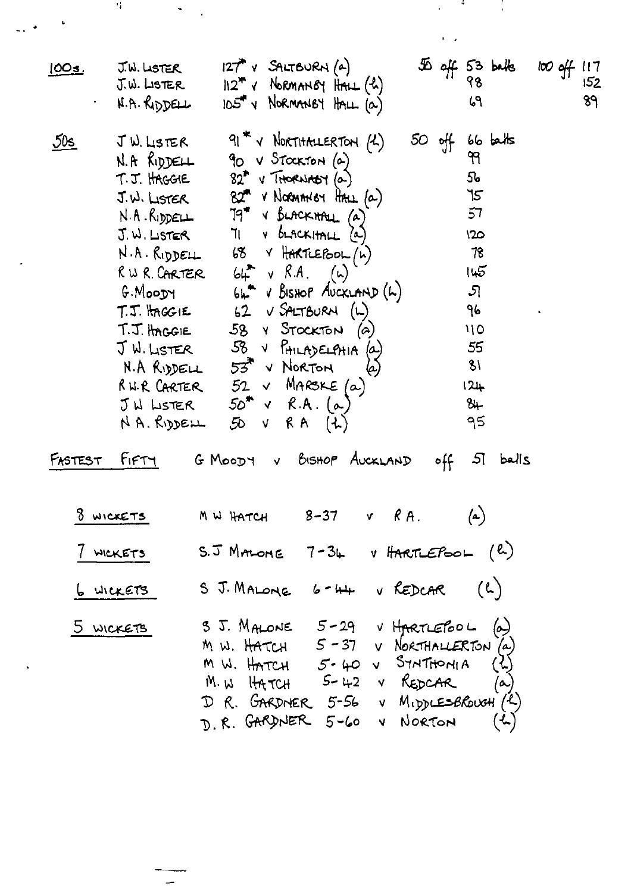| | | | | |
|---|---|---|---|---|
| 100s. | J.W. LISTER | 127* v SALTBURN (a) | 50 off 53 balls | 100 off 117 |
| | J.W. LISTER | 112* v NORMANBY HALL (h) | 98 | 152 |
| | N.A. RIDDELL | 105* v NORMANBY HALL (a) | 69 | 89 |

| | | | |
|---|---|---|---|
| 50s | J W. LISTER | 91* v NORTHALLERTON (h) | 50 off 66 balls |
| | N.A RIDDELL | 90 v STOCKTON (a) | 99 |
| | T.J. HAGGIE | 82* v THORNABY (a) | 56 |
| | J.W. LISTER | 82* v NORMANBY HALL (a) | 75 |
| | N.A. RIDDELL | 79* v BLACKHALL (a) | 57 |
| | J.W. LISTER | 71 v BLACKHALL (a) | 120 |
| | N.A. RIDDELL | 68 v HARTLEPOOL (h) | 78 |
| | R W R. CARTER | 64* v R.A. (h) | 145 |
| | G.MOODY | 64* v BISHOP AUCKLAND (h) | 51 |
| | T.J. HAGGIE | 62 v SALTBURN (h) | 96 |
| | T.J. HAGGIE | 58 v STOCKTON (a) | 110 |
| | J W. LISTER | 58 v PHILADELPHIA (a) | 55 |
| | N.A RIDDELL | 53* v NORTON (a) | 81 |
| | R.W.R CARTER | 52 v MARSKE (a) | 124 |
| | J W LISTER | 50* v R.A. (a) | 84 |
| | N A. RIDDELL | 50 v R A (h) | 95 |

FASTEST FIFTY G MOODY v BISHOP AUCKLAND off 51 balls

| | | | | |
|---|---|---|---|---|
| 8 WICKETS | M W HATCH | 8-37 | v R A. | (a) |
| 7 WICKETS | S.J MALONE | 7-34 | v HARTLEPOOL | (h) |
| 6 WICKETS | S J. MALONE | 6-44 | v REDCAR | (h) |
| 5 WICKETS | S J. MALONE | 5-29 | v HARTLEPOOL | (a) |
| | M W. HATCH | 5-37 | v NORTHALLERTON | (a) |
| | M W. HATCH | 5-40 | v SYNTHONIA | (h) |
| | M. W HATCH | 5-42 | v REDCAR | (a) |
| | D R. GARDNER | 5-56 | v MIDDLESBROUGH | (h) |
| | D. R. GARDNER | 5-60 | v NORTON | (h) |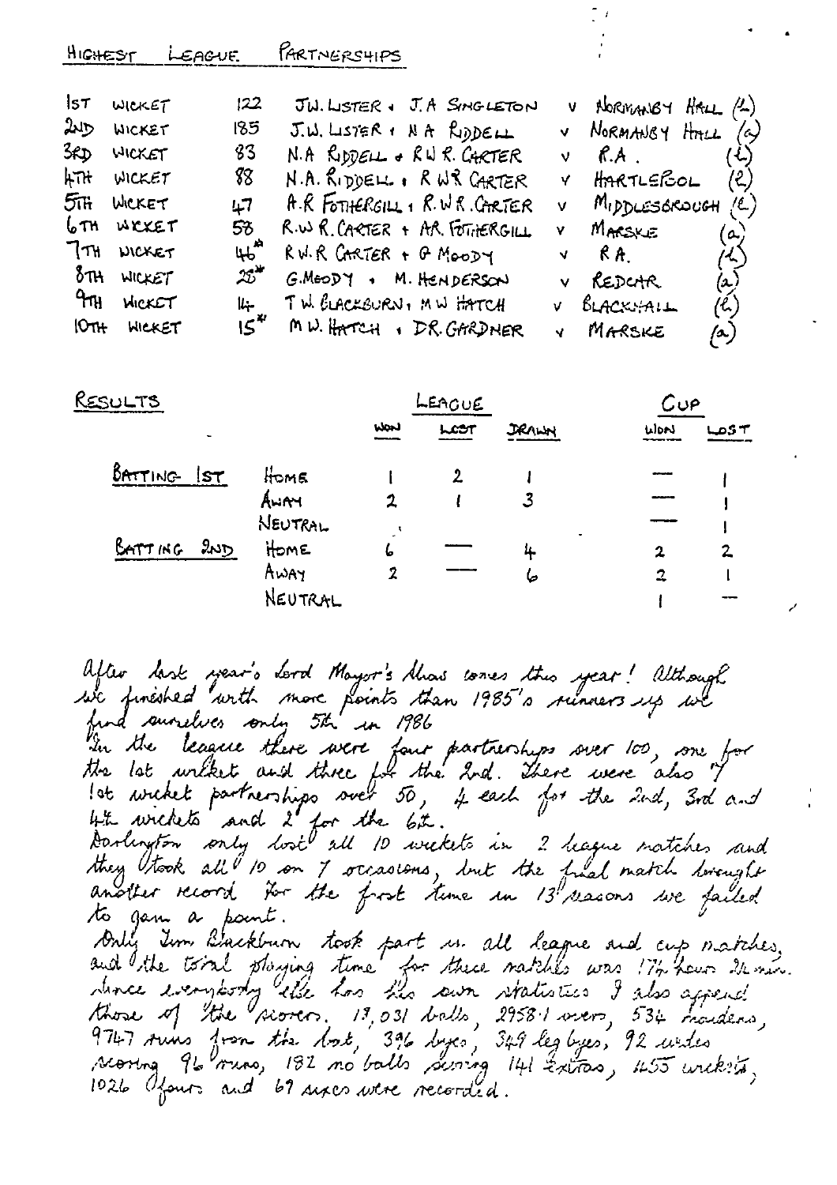## HIGHEST LEAGUE PARTNERSHIPS

| | | | | |
|---|---|---|---|---|
| 1ST WICKET | 122 | J.W. LISTER + J.A. SINGLETON | v NORMANBY HALL | (h) |
| 2ND WICKET | 185 | J.W. LISTER + N.A. RIDDELL | v NORMANBY HALL | (a) |
| 3RD WICKET | 83 | N.A. RIDDELL + R.W.R. CARTER | v R.A. | (h) |
| 4TH WICKET | 88 | N.A. RIDDELL + R.W.R. CARTER | v HARTLEPOOL | (h) |
| 5TH WICKET | 47 | A.R. FOTHERGILL + R.W.R. CARTER | v MIDDLESBROUGH | (h) |
| 6TH WICKET | 58 | R.W.R. CARTER + A.R. FOTHERGILL | v MARSKE | (a) |
| 7TH WICKET | 46* | R.W.R. CARTER + G. MOODY | v R.A. | (h) |
| 8TH WICKET | 25* | G. MOODY + M. HENDERSON | v REDCAR | (a) |
| 9TH WICKET | 14 | T.W. BLACKBURN + M.W. HATCH | v BLACKHALL | (h) |
| 10TH WICKET | 15* | M.W. HATCH + D.R. GARDNER | v MARSKE | (a) |

## RESULTS

| | | LEAGUE | | | CUP | |
|---|---|---|---|---|---|---|
| | | WON | LOST | DRAWN | WON | LOST |
| BATTING 1ST | HOME | 1 | 2 | 1 | — | 1 |
| | AWAY | 2 | 1 | 3 | — | 1 |
| | NEUTRAL | | | | — | 1 |
| BATTING 2ND | HOME | 6 | — | 4 | 2 | 2 |
| | AWAY | 2 | — | 6 | 2 | 1 |
| | NEUTRAL | | | | 1 | — |

After last year's Lord Mayor's Show comes this year! Although we finished with more points than 1985's runners up we find ourselves only 5th in 1986.
In the league there were four partnerships over 100, one for the 1st wicket and three for the 2nd. There were also 7 1st wicket partnerships over 50, 4 each for the 2nd, 3rd and 4th wickets and 2 for the 6th.
Darlington only lost all 10 wickets in 2 league matches and they took all 10 on 7 occasions, but the final match brought another record. For the first time in 13 seasons we failed to gain a point.
Only Tim Blackburn took part in all league and cup matches, and the total playing time for these matches was 174 hours 24 min. Since everybody else has his own statistics I also append those of the scorers. 17,031 balls, 2958.1 overs, 534 maidens, 9747 runs from the bat, 396 byes, 349 leg byes, 92 wides scoring 96 runs, 182 no balls giving 141 extras, 1455 wickets, 1026 fours and 69 sixes were recorded.